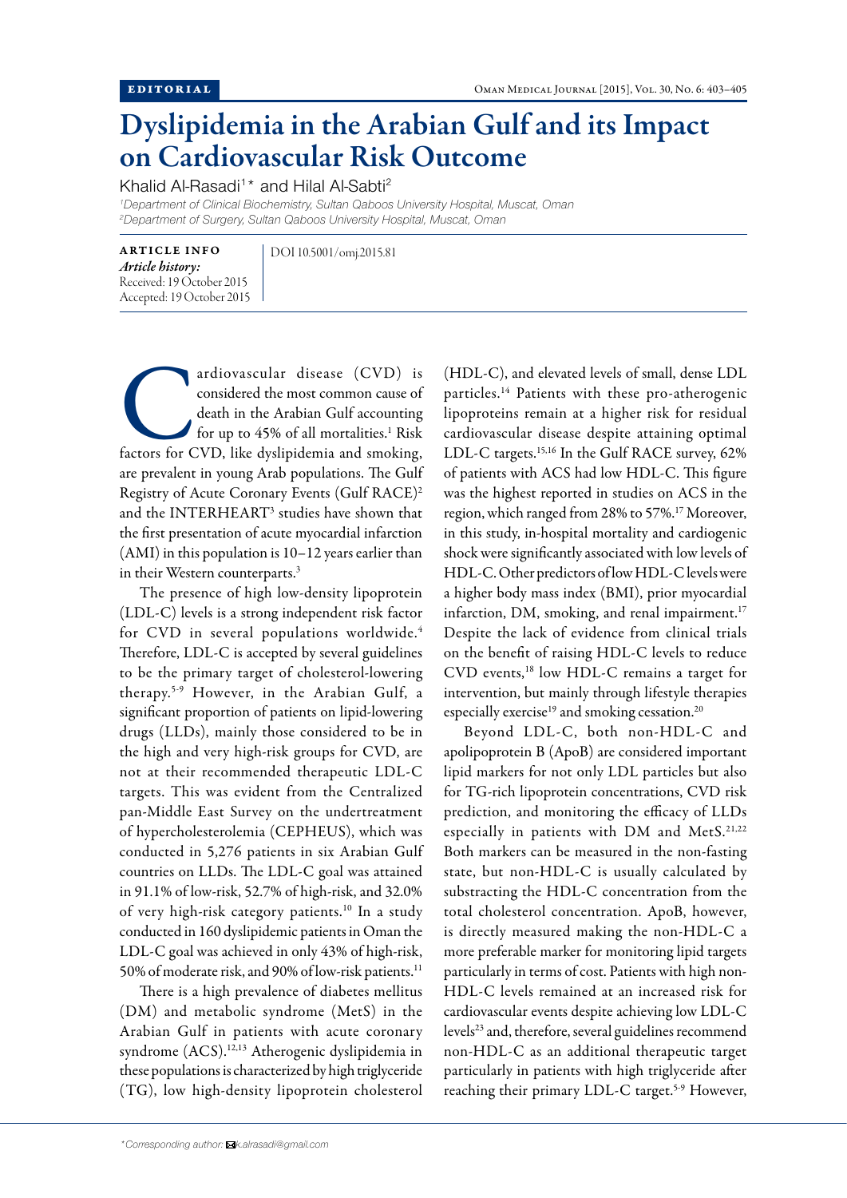EDITORIAL

# Dyslipidemia in the Arabian Gulf and its Impact on Cardiovascular Risk Outcome

Khalid Al-Rasadi[1]* and Hilal Al-Sabti[2]

[1]*Department of Clinical Biochemistry, Sultan Qaboos University Hospital, Muscat, Oman*
[2]*Department of Surgery, Sultan Qaboos University Hospital, Muscat, Oman*

**ARTICLE INFO**
*Article history:*
Received: 19 October 2015
Accepted: 19 October 2015

DOI 10.5001/omj.2015.81

Cardiovascular disease (CVD) is considered the most common cause of death in the Arabian Gulf accounting for up to 45% of all mortalities.[1] Risk factors for CVD, like dyslipidemia and smoking, are prevalent in young Arab populations. The Gulf Registry of Acute Coronary Events (Gulf RACE)[2] and the INTERHEART[3] studies have shown that the first presentation of acute myocardial infarction (AMI) in this population is 10–12 years earlier than in their Western counterparts.[3]

The presence of high low-density lipoprotein (LDL-C) levels is a strong independent risk factor for CVD in several populations worldwide.[4] Therefore, LDL-C is accepted by several guidelines to be the primary target of cholesterol-lowering therapy.[5-9] However, in the Arabian Gulf, a significant proportion of patients on lipid-lowering drugs (LLDs), mainly those considered to be in the high and very high-risk groups for CVD, are not at their recommended therapeutic LDL-C targets. This was evident from the Centralized pan-Middle East Survey on the undertreatment of hypercholesterolemia (CEPHEUS), which was conducted in 5,276 patients in six Arabian Gulf countries on LLDs. The LDL-C goal was attained in 91.1% of low-risk, 52.7% of high-risk, and 32.0% of very high-risk category patients.[10] In a study conducted in 160 dyslipidemic patients in Oman the LDL-C goal was achieved in only 43% of high-risk, 50% of moderate risk, and 90% of low-risk patients.[11]

There is a high prevalence of diabetes mellitus (DM) and metabolic syndrome (MetS) in the Arabian Gulf in patients with acute coronary syndrome (ACS).[12,13] Atherogenic dyslipidemia in these populations is characterized by high triglyceride (TG), low high-density lipoprotein cholesterol (HDL-C), and elevated levels of small, dense LDL particles.[14] Patients with these pro-atherogenic lipoproteins remain at a higher risk for residual cardiovascular disease despite attaining optimal LDL-C targets.[15,16] In the Gulf RACE survey, 62% of patients with ACS had low HDL-C. This figure was the highest reported in studies on ACS in the region, which ranged from 28% to 57%.[17] Moreover, in this study, in-hospital mortality and cardiogenic shock were significantly associated with low levels of HDL-C. Other predictors of low HDL-C levels were a higher body mass index (BMI), prior myocardial infarction, DM, smoking, and renal impairment.[17] Despite the lack of evidence from clinical trials on the benefit of raising HDL-C levels to reduce CVD events,[18] low HDL-C remains a target for intervention, but mainly through lifestyle therapies especially exercise[19] and smoking cessation.[20]

Beyond LDL-C, both non-HDL-C and apolipoprotein B (ApoB) are considered important lipid markers for not only LDL particles but also for TG-rich lipoprotein concentrations, CVD risk prediction, and monitoring the efficacy of LLDs especially in patients with DM and MetS.[21,22] Both markers can be measured in the non-fasting state, but non-HDL-C is usually calculated by substracting the HDL-C concentration from the total cholesterol concentration. ApoB, however, is directly measured making the non-HDL-C a more preferable marker for monitoring lipid targets particularly in terms of cost. Patients with high non-HDL-C levels remained at an increased risk for cardiovascular events despite achieving low LDL-C levels[23] and, therefore, several guidelines recommend non-HDL-C as an additional therapeutic target particularly in patients with high triglyceride after reaching their primary LDL-C target.[5-9] However,

*Corresponding author: k.alrasadi@gmail.com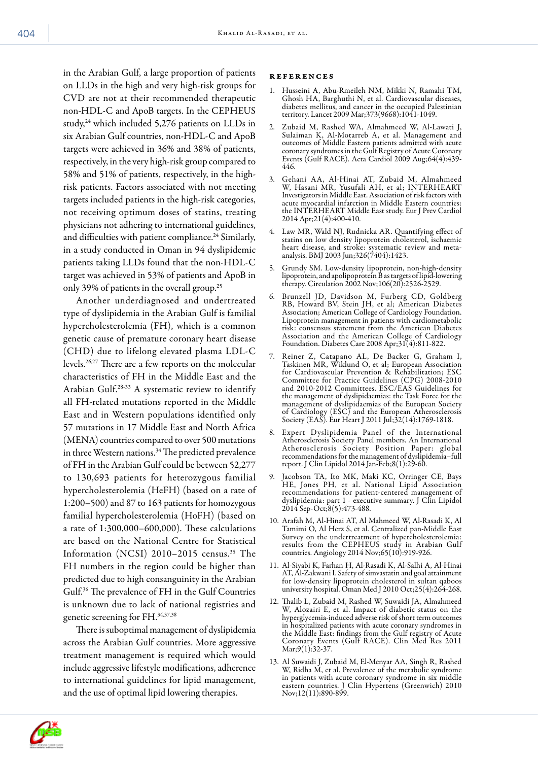in the Arabian Gulf, a large proportion of patients on LLDs in the high and very high-risk groups for CVD are not at their recommended therapeutic non-HDL-C and ApoB targets. In the CEPHEUS study,[24] which included 5,276 patients on LLDs in six Arabian Gulf countries, non-HDL-C and ApoB targets were achieved in 36% and 38% of patients, respectively, in the very high-risk group compared to 58% and 51% of patients, respectively, in the high-risk patients. Factors associated with not meeting targets included patients in the high-risk categories, not receiving optimum doses of statins, treating physicians not adhering to international guidelines, and difficulties with patient compliance.[24] Similarly, in a study conducted in Oman in 94 dyslipidemic patients taking LLDs found that the non-HDL-C target was achieved in 53% of patients and ApoB in only 39% of patients in the overall group.[25]

Another underdiagnosed and undertreated type of dyslipidemia in the Arabian Gulf is familial hypercholesterolemia (FH), which is a common genetic cause of premature coronary heart disease (CHD) due to lifelong elevated plasma LDL-C levels.[26,27] There are a few reports on the molecular characteristics of FH in the Middle East and the Arabian Gulf.[28-33] A systematic review to identify all FH-related mutations reported in the Middle East and in Western populations identified only 57 mutations in 17 Middle East and North Africa (MENA) countries compared to over 500 mutations in three Western nations.[34] The predicted prevalence of FH in the Arabian Gulf could be between 52,277 to 130,693 patients for heterozygous familial hypercholesterolemia (HeFH) (based on a rate of 1:200–500) and 87 to 163 patients for homozygous familial hypercholesterolemia (HoFH) (based on a rate of 1:300,000–600,000). These calculations are based on the National Centre for Statistical Information (NCSI) 2010–2015 census.[35] The FH numbers in the region could be higher than predicted due to high consanguinity in the Arabian Gulf.[36] The prevalence of FH in the Gulf Countries is unknown due to lack of national registries and genetic screening for FH.[34,37,38]

There is suboptimal management of dyslipidemia across the Arabian Gulf countries. More aggressive treatment management is required which would include aggressive lifestyle modifications, adherence to international guidelines for lipid management, and the use of optimal lipid lowering therapies.

## References

1. Husseini A, Abu-Rmeileh NM, Mikki N, Ramahi TM, Ghosh HA, Barghuthi N, et al. Cardiovascular diseases, diabetes mellitus, and cancer in the occupied Palestinian territory. Lancet 2009 Mar;373(9668):1041-1049.
2. Zubaid M, Rashed WA, Almahmeed W, Al-Lawati J, Sulaiman K, Al-Motarreb A, et al. Management and outcomes of Middle Eastern patients admitted with acute coronary syndromes in the Gulf Registry of Acute Coronary Events (Gulf RACE). Acta Cardiol 2009 Aug;64(4):439-446.
3. Gehani AA, Al-Hinai AT, Zubaid M, Almahmeed W, Hasani MR, Yusufali AH, et al; INTERHEART Investigators in Middle East. Association of risk factors with acute myocardial infarction in Middle Eastern countries: the INTERHEART Middle East study. Eur J Prev Cardiol 2014 Apr;21(4):400-410.
4. Law MR, Wald NJ, Rudnicka AR. Quantifying effect of statins on low density lipoprotein cholesterol, ischaemic heart disease, and stroke: systematic review and meta-analysis. BMJ 2003 Jun;326(7404):1423.
5. Grundy SM. Low-density lipoprotein, non-high-density lipoprotein, and apolipoprotein B as targets of lipid-lowering therapy. Circulation 2002 Nov;106(20):2526-2529.
6. Brunzell JD, Davidson M, Furberg CD, Goldberg RB, Howard BV, Stein JH, et al; American Diabetes Association; American College of Cardiology Foundation. Lipoprotein management in patients with cardiometabolic risk: consensus statement from the American Diabetes Association and the American College of Cardiology Foundation. Diabetes Care 2008 Apr;31(4):811-822.
7. Reiner Z, Catapano AL, De Backer G, Graham I, Taskinen MR, Wiklund O, et al; European Association for Cardiovascular Prevention & Rehabilitation; ESC Committee for Practice Guidelines (CPG) 2008-2010 and 2010-2012 Committees. ESC/EAS Guidelines for the management of dyslipidaemias: the Task Force for the management of dyslipidaemias of the European Society of Cardiology (ESC) and the European Atherosclerosis Society (EAS). Eur Heart J 2011 Jul;32(14):1769-1818.
8. Expert Dyslipidemia Panel of the International Atherosclerosis Society Panel members. An International Atherosclerosis Society Position Paper: global recommendations for the management of dyslipidemia–full report. J Clin Lipidol 2014 Jan-Feb;8(1):29-60.
9. Jacobson TA, Ito MK, Maki KC, Orringer CE, Bays HE, Jones PH, et al. National Lipid Association recommendations for patient-centered management of dyslipidemia: part 1 - executive summary. J Clin Lipidol 2014 Sep-Oct;8(5):473-488.
10. Arafah M, Al-Hinai AT, Al Mahmeed W, Al-Rasadi K, Al Tamimi O, Al Herz S, et al. Centralized pan-Middle East Survey on the undertreatment of hypercholesterolemia: results from the CEPHEUS study in Arabian Gulf countries. Angiology 2014 Nov;65(10):919-926.
11. Al-Siyabi K, Farhan H, Al-Rasadi K, Al-Salhi A, Al-Hinai AT, Al-Zakwani I. Safety of simvastatin and goal attainment for low-density lipoprotein cholesterol in sultan qaboos university hospital. Oman Med J 2010 Oct;25(4):264-268.
12. Thalib L, Zubaid M, Rashed W, Suwaidi JA, Almahmeed W, Alozairi E, et al. Impact of diabetic status on the hyperglycemia-induced adverse risk of short term outcomes in hospitalized patients with acute coronary syndromes in the Middle East: findings from the Gulf registry of Acute Coronary Events (Gulf RACE). Clin Med Res 2011 Mar;9(1):32-37.
13. Al Suwaidi J, Zubaid M, El-Menyar AA, Singh R, Rashed W, Ridha M, et al. Prevalence of the metabolic syndrome in patients with acute coronary syndrome in six middle eastern countries. J Clin Hypertens (Greenwich) 2010 Nov;12(11):890-899.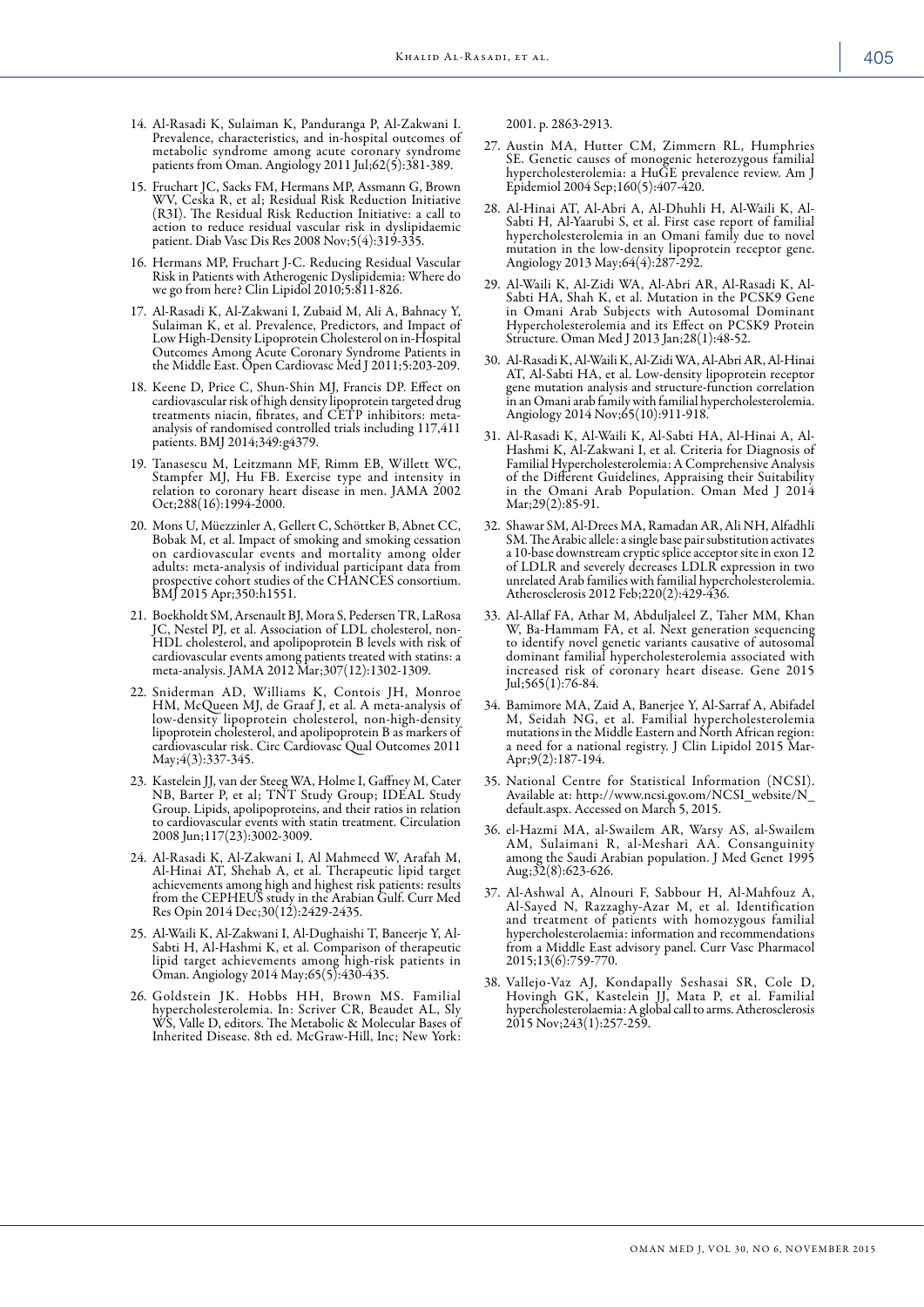14. Al-Rasadi K, Sulaiman K, Panduranga P, Al-Zakwani I. Prevalence, characteristics, and in-hospital outcomes of metabolic syndrome among acute coronary syndrome patients from Oman. Angiology 2011 Jul;62(5):381-389.
15. Fruchart JC, Sacks FM, Hermans MP, Assmann G, Brown WV, Ceska R, et al; Residual Risk Reduction Initiative (R3I). The Residual Risk Reduction Initiative: a call to action to reduce residual vascular risk in dyslipidaemic patient. Diab Vasc Dis Res 2008 Nov;5(4):319-335.
16. Hermans MP, Fruchart J-C. Reducing Residual Vascular Risk in Patients with Atherogenic Dyslipidemia: Where do we go from here? Clin Lipidol 2010;5:811-826.
17. Al-Rasadi K, Al-Zakwani I, Zubaid M, Ali A, Bahnacy Y, Sulaiman K, et al. Prevalence, Predictors, and Impact of Low High-Density Lipoprotein Cholesterol on in-Hospital Outcomes Among Acute Coronary Syndrome Patients in the Middle East. Open Cardiovasc Med J 2011;5:203-209.
18. Keene D, Price C, Shun-Shin MJ, Francis DP. Effect on cardiovascular risk of high density lipoprotein targeted drug treatments niacin, fibrates, and CETP inhibitors: meta-analysis of randomised controlled trials including 117,411 patients. BMJ 2014;349:g4379.
19. Tanasescu M, Leitzmann MF, Rimm EB, Willett WC, Stampfer MJ, Hu FB. Exercise type and intensity in relation to coronary heart disease in men. JAMA 2002 Oct;288(16):1994-2000.
20. Mons U, Müezzinler A, Gellert C, Schöttker B, Abnet CC, Bobak M, et al. Impact of smoking and smoking cessation on cardiovascular events and mortality among older adults: meta-analysis of individual participant data from prospective cohort studies of the CHANCES consortium. BMJ 2015 Apr;350:h1551.
21. Boekholdt SM, Arsenault BJ, Mora S, Pedersen TR, LaRosa JC, Nestel PJ, et al. Association of LDL cholesterol, non-HDL cholesterol, and apolipoprotein B levels with risk of cardiovascular events among patients treated with statins: a meta-analysis. JAMA 2012 Mar;307(12):1302-1309.
22. Sniderman AD, Williams K, Contois JH, Monroe HM, McQueen MJ, de Graaf J, et al. A meta-analysis of low-density lipoprotein cholesterol, non-high-density lipoprotein cholesterol, and apolipoprotein B as markers of cardiovascular risk. Circ Cardiovasc Qual Outcomes 2011 May;4(3):337-345.
23. Kastelein JJ, van der Steeg WA, Holme I, Gaffney M, Cater NB, Barter P, et al; TNT Study Group; IDEAL Study Group. Lipids, apolipoproteins, and their ratios in relation to cardiovascular events with statin treatment. Circulation 2008 Jun;117(23):3002-3009.
24. Al-Rasadi K, Al-Zakwani I, Al Mahmeed W, Arafah M, Al-Hinai AT, Shehab A, et al. Therapeutic lipid target achievements among high and highest risk patients: results from the CEPHEUS study in the Arabian Gulf. Curr Med Res Opin 2014 Dec;30(12):2429-2435.
25. Al-Waili K, Al-Zakwani I, Al-Dughaishi T, Baneerje Y, Al-Sabti H, Al-Hashmi K, et al. Comparison of therapeutic lipid target achievements among high-risk patients in Oman. Angiology 2014 May;65(5):430-435.
26. Goldstein JK. Hobbs HH, Brown MS. Familial hypercholesterolemia. In: Scriver CR, Beaudet AL, Sly WS, Valle D, editors. The Metabolic & Molecular Bases of Inherited Disease. 8th ed. McGraw-Hill, Inc; New York: 2001. p. 2863-2913.
27. Austin MA, Hutter CM, Zimmern RL, Humphries SE. Genetic causes of monogenic heterozygous familial hypercholesterolemia: a HuGE prevalence review. Am J Epidemiol 2004 Sep;160(5):407-420.
28. Al-Hinai AT, Al-Abri A, Al-Dhuhli H, Al-Waili K, Al-Sabti H, Al-Yaarubi S, et al. First case report of familial hypercholesterolemia in an Omani family due to novel mutation in the low-density lipoprotein receptor gene. Angiology 2013 May;64(4):287-292.
29. Al-Waili K, Al-Zidi WA, Al-Abri AR, Al-Rasadi K, Al-Sabti HA, Shah K, et al. Mutation in the PCSK9 Gene in Omani Arab Subjects with Autosomal Dominant Hypercholesterolemia and its Effect on PCSK9 Protein Structure. Oman Med J 2013 Jan;28(1):48-52.
30. Al-Rasadi K, Al-Waili K, Al-Zidi WA, Al-Abri AR, Al-Hinai AT, Al-Sabti HA, et al. Low-density lipoprotein receptor gene mutation analysis and structure-function correlation in an Omani arab family with familial hypercholesterolemia. Angiology 2014 Nov;65(10):911-918.
31. Al-Rasadi K, Al-Waili K, Al-Sabti HA, Al-Hinai A, Al-Hashmi K, Al-Zakwani I, et al. Criteria for Diagnosis of Familial Hypercholesterolemia: A Comprehensive Analysis of the Different Guidelines, Appraising their Suitability in the Omani Arab Population. Oman Med J 2014 Mar;29(2):85-91.
32. Shawar SM, Al-Drees MA, Ramadan AR, Ali NH, Alfadhli SM. The Arabic allele: a single base pair substitution activates a 10-base downstream cryptic splice acceptor site in exon 12 of LDLR and severely decreases LDLR expression in two unrelated Arab families with familial hypercholesterolemia. Atherosclerosis 2012 Feb;220(2):429-436.
33. Al-Allaf FA, Athar M, Abduljaleel Z, Taher MM, Khan W, Ba-Hammam FA, et al. Next generation sequencing to identify novel genetic variants causative of autosomal dominant familial hypercholesterolemia associated with increased risk of coronary heart disease. Gene 2015 Jul;565(1):76-84.
34. Bamimore MA, Zaid A, Banerjee Y, Al-Sarraf A, Abifadel M, Seidah NG, et al. Familial hypercholesterolemia mutations in the Middle Eastern and North African region: a need for a national registry. J Clin Lipidol 2015 Mar-Apr;9(2):187-194.
35. National Centre for Statistical Information (NCSI). Available at: http://www.ncsi.gov.om/NCSI_website/N_default.aspx. Accessed on March 5, 2015.
36. el-Hazmi MA, al-Swailem AR, Warsy AS, al-Swailem AM, Sulaimani R, al-Meshari AA. Consanguinity among the Saudi Arabian population. J Med Genet 1995 Aug;32(8):623-626.
37. Al-Ashwal A, Alnouri F, Sabbour H, Al-Mahfouz A, Al-Sayed N, Razzaghy-Azar M, et al. Identification and treatment of patients with homozygous familial hypercholesterolaemia: information and recommendations from a Middle East advisory panel. Curr Vasc Pharmacol 2015;13(6):759-770.
38. Vallejo-Vaz AJ, Kondapally Seshasai SR, Cole D, Hovingh GK, Kastelein JJ, Mata P, et al. Familial hypercholesterolaemia: A global call to arms. Atherosclerosis 2015 Nov;243(1):257-259.